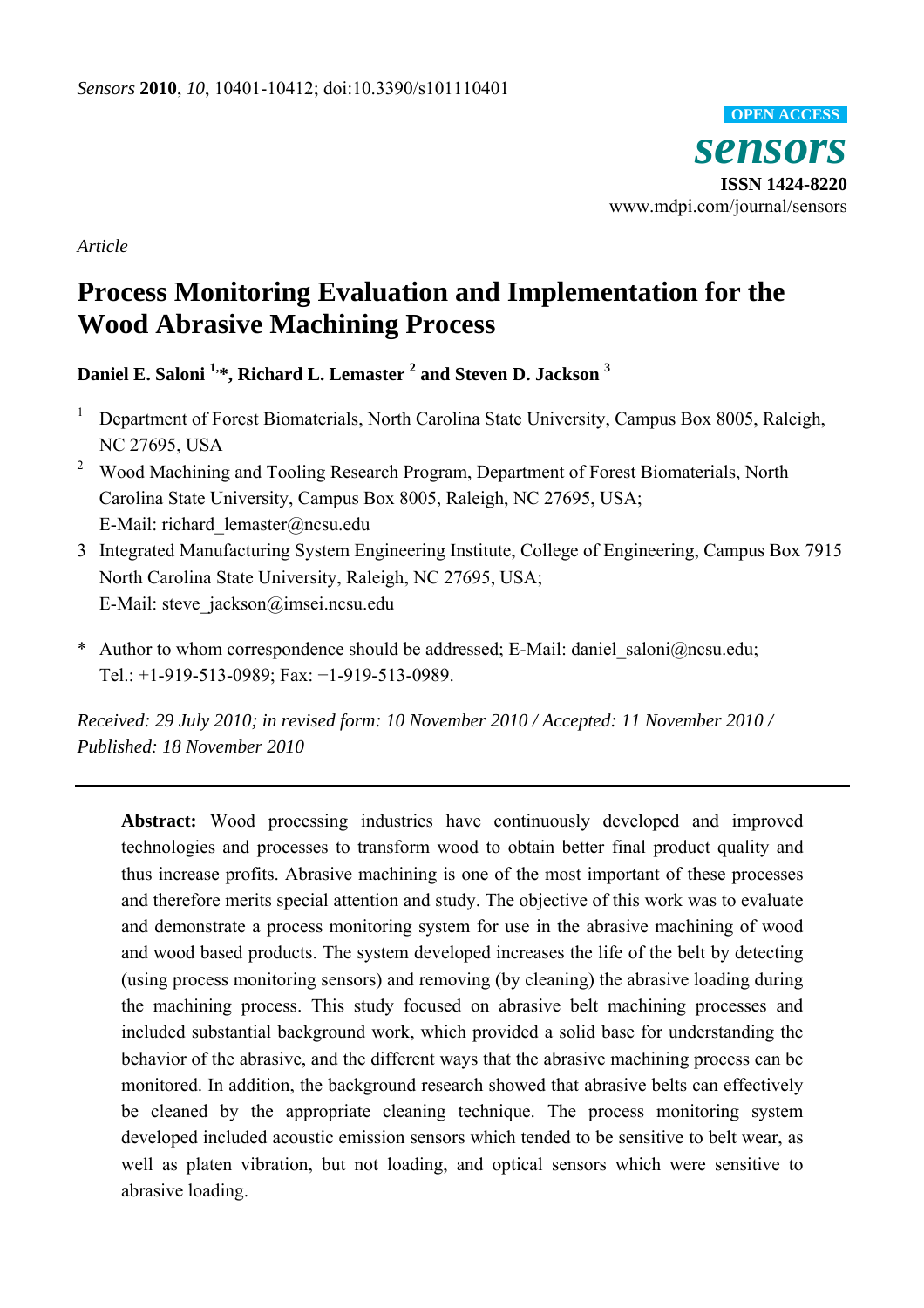*Sensors* **2010**, *10*, 10401-10412; doi:10.3390/s101110401

OPEN ACCESS

***sensors***

**ISSN 1424-8220**

www.mdpi.com/journal/sensors

*Article*

# Process Monitoring Evaluation and Implementation for the Wood Abrasive Machining Process

**Daniel E. Saloni [1,*], Richard L. Lemaster [2] and Steven D. Jackson [3]**

[1] Department of Forest Biomaterials, North Carolina State University, Campus Box 8005, Raleigh, NC 27695, USA

[2] Wood Machining and Tooling Research Program, Department of Forest Biomaterials, North Carolina State University, Campus Box 8005, Raleigh, NC 27695, USA; E-Mail: richard_lemaster@ncsu.edu

[3] Integrated Manufacturing System Engineering Institute, College of Engineering, Campus Box 7915 North Carolina State University, Raleigh, NC 27695, USA; E-Mail: steve_jackson@imsei.ncsu.edu

\* Author to whom correspondence should be addressed; E-Mail: daniel_saloni@ncsu.edu; Tel.: +1-919-513-0989; Fax: +1-919-513-0989.

*Received: 29 July 2010; in revised form: 10 November 2010 / Accepted: 11 November 2010 / Published: 18 November 2010*

**Abstract:** Wood processing industries have continuously developed and improved technologies and processes to transform wood to obtain better final product quality and thus increase profits. Abrasive machining is one of the most important of these processes and therefore merits special attention and study. The objective of this work was to evaluate and demonstrate a process monitoring system for use in the abrasive machining of wood and wood based products. The system developed increases the life of the belt by detecting (using process monitoring sensors) and removing (by cleaning) the abrasive loading during the machining process. This study focused on abrasive belt machining processes and included substantial background work, which provided a solid base for understanding the behavior of the abrasive, and the different ways that the abrasive machining process can be monitored. In addition, the background research showed that abrasive belts can effectively be cleaned by the appropriate cleaning technique. The process monitoring system developed included acoustic emission sensors which tended to be sensitive to belt wear, as well as platen vibration, but not loading, and optical sensors which were sensitive to abrasive loading.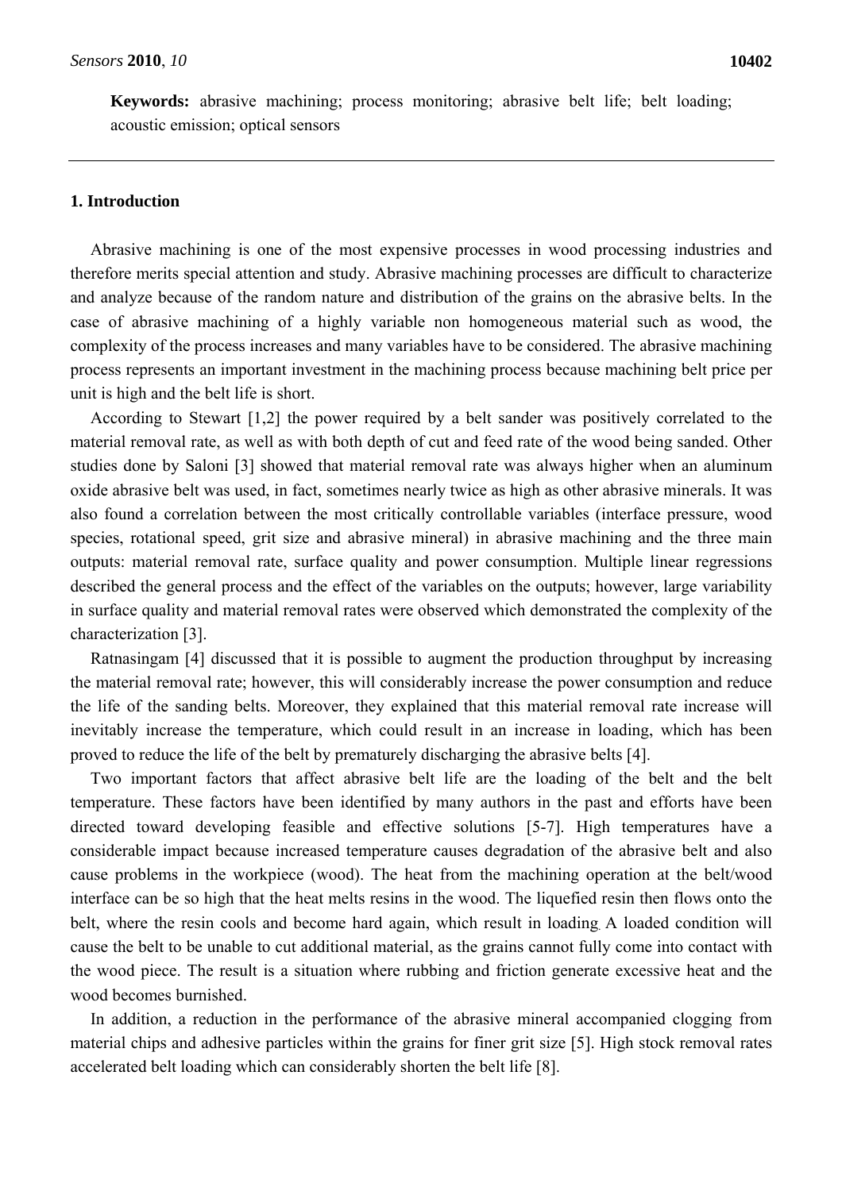**Keywords:** abrasive machining; process monitoring; abrasive belt life; belt loading; acoustic emission; optical sensors

## 1. Introduction

Abrasive machining is one of the most expensive processes in wood processing industries and therefore merits special attention and study. Abrasive machining processes are difficult to characterize and analyze because of the random nature and distribution of the grains on the abrasive belts. In the case of abrasive machining of a highly variable non homogeneous material such as wood, the complexity of the process increases and many variables have to be considered. The abrasive machining process represents an important investment in the machining process because machining belt price per unit is high and the belt life is short.

According to Stewart [1,2] the power required by a belt sander was positively correlated to the material removal rate, as well as with both depth of cut and feed rate of the wood being sanded. Other studies done by Saloni [3] showed that material removal rate was always higher when an aluminum oxide abrasive belt was used, in fact, sometimes nearly twice as high as other abrasive minerals. It was also found a correlation between the most critically controllable variables (interface pressure, wood species, rotational speed, grit size and abrasive mineral) in abrasive machining and the three main outputs: material removal rate, surface quality and power consumption. Multiple linear regressions described the general process and the effect of the variables on the outputs; however, large variability in surface quality and material removal rates were observed which demonstrated the complexity of the characterization [3].

Ratnasingam [4] discussed that it is possible to augment the production throughput by increasing the material removal rate; however, this will considerably increase the power consumption and reduce the life of the sanding belts. Moreover, they explained that this material removal rate increase will inevitably increase the temperature, which could result in an increase in loading, which has been proved to reduce the life of the belt by prematurely discharging the abrasive belts [4].

Two important factors that affect abrasive belt life are the loading of the belt and the belt temperature. These factors have been identified by many authors in the past and efforts have been directed toward developing feasible and effective solutions [5-7]. High temperatures have a considerable impact because increased temperature causes degradation of the abrasive belt and also cause problems in the workpiece (wood). The heat from the machining operation at the belt/wood interface can be so high that the heat melts resins in the wood. The liquefied resin then flows onto the belt, where the resin cools and become hard again, which result in loading. A loaded condition will cause the belt to be unable to cut additional material, as the grains cannot fully come into contact with the wood piece. The result is a situation where rubbing and friction generate excessive heat and the wood becomes burnished.

In addition, a reduction in the performance of the abrasive mineral accompanied clogging from material chips and adhesive particles within the grains for finer grit size [5]. High stock removal rates accelerated belt loading which can considerably shorten the belt life [8].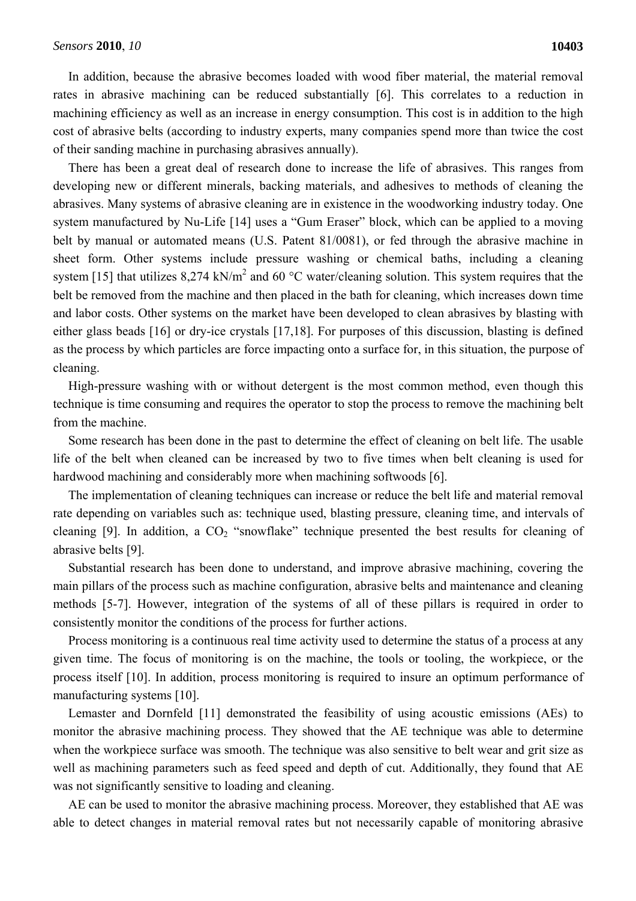In addition, because the abrasive becomes loaded with wood fiber material, the material removal rates in abrasive machining can be reduced substantially [6]. This correlates to a reduction in machining efficiency as well as an increase in energy consumption. This cost is in addition to the high cost of abrasive belts (according to industry experts, many companies spend more than twice the cost of their sanding machine in purchasing abrasives annually).

There has been a great deal of research done to increase the life of abrasives. This ranges from developing new or different minerals, backing materials, and adhesives to methods of cleaning the abrasives. Many systems of abrasive cleaning are in existence in the woodworking industry today. One system manufactured by Nu-Life [14] uses a "Gum Eraser" block, which can be applied to a moving belt by manual or automated means (U.S. Patent 81/0081), or fed through the abrasive machine in sheet form. Other systems include pressure washing or chemical baths, including a cleaning system [15] that utilizes 8,274 kN/m$^2$ and 60 °C water/cleaning solution. This system requires that the belt be removed from the machine and then placed in the bath for cleaning, which increases down time and labor costs. Other systems on the market have been developed to clean abrasives by blasting with either glass beads [16] or dry-ice crystals [17,18]. For purposes of this discussion, blasting is defined as the process by which particles are force impacting onto a surface for, in this situation, the purpose of cleaning.

High-pressure washing with or without detergent is the most common method, even though this technique is time consuming and requires the operator to stop the process to remove the machining belt from the machine.

Some research has been done in the past to determine the effect of cleaning on belt life. The usable life of the belt when cleaned can be increased by two to five times when belt cleaning is used for hardwood machining and considerably more when machining softwoods [6].

The implementation of cleaning techniques can increase or reduce the belt life and material removal rate depending on variables such as: technique used, blasting pressure, cleaning time, and intervals of cleaning [9]. In addition, a $CO_2$ "snowflake" technique presented the best results for cleaning of abrasive belts [9].

Substantial research has been done to understand, and improve abrasive machining, covering the main pillars of the process such as machine configuration, abrasive belts and maintenance and cleaning methods [5-7]. However, integration of the systems of all of these pillars is required in order to consistently monitor the conditions of the process for further actions.

Process monitoring is a continuous real time activity used to determine the status of a process at any given time. The focus of monitoring is on the machine, the tools or tooling, the workpiece, or the process itself [10]. In addition, process monitoring is required to insure an optimum performance of manufacturing systems [10].

Lemaster and Dornfeld [11] demonstrated the feasibility of using acoustic emissions (AEs) to monitor the abrasive machining process. They showed that the AE technique was able to determine when the workpiece surface was smooth. The technique was also sensitive to belt wear and grit size as well as machining parameters such as feed speed and depth of cut. Additionally, they found that AE was not significantly sensitive to loading and cleaning.

AE can be used to monitor the abrasive machining process. Moreover, they established that AE was able to detect changes in material removal rates but not necessarily capable of monitoring abrasive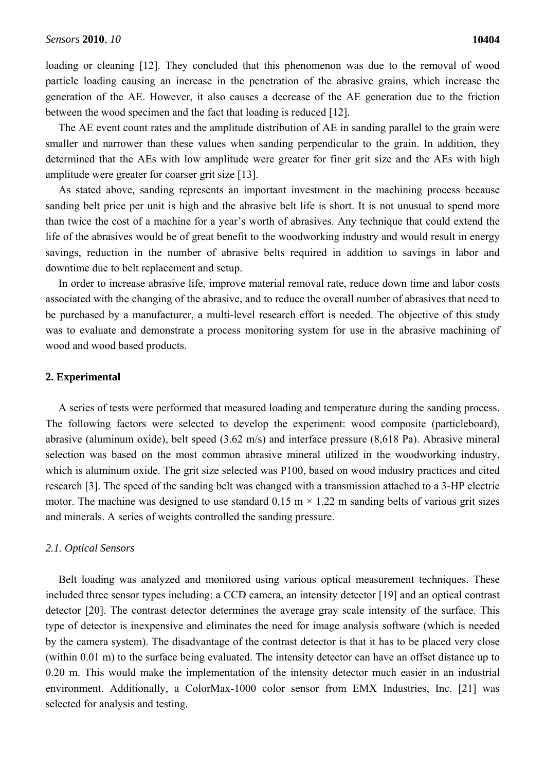loading or cleaning [12]. They concluded that this phenomenon was due to the removal of wood particle loading causing an increase in the penetration of the abrasive grains, which increase the generation of the AE. However, it also causes a decrease of the AE generation due to the friction between the wood specimen and the fact that loading is reduced [12].

The AE event count rates and the amplitude distribution of AE in sanding parallel to the grain were smaller and narrower than these values when sanding perpendicular to the grain. In addition, they determined that the AEs with low amplitude were greater for finer grit size and the AEs with high amplitude were greater for coarser grit size [13].

As stated above, sanding represents an important investment in the machining process because sanding belt price per unit is high and the abrasive belt life is short. It is not unusual to spend more than twice the cost of a machine for a year's worth of abrasives. Any technique that could extend the life of the abrasives would be of great benefit to the woodworking industry and would result in energy savings, reduction in the number of abrasive belts required in addition to savings in labor and downtime due to belt replacement and setup.

In order to increase abrasive life, improve material removal rate, reduce down time and labor costs associated with the changing of the abrasive, and to reduce the overall number of abrasives that need to be purchased by a manufacturer, a multi-level research effort is needed. The objective of this study was to evaluate and demonstrate a process monitoring system for use in the abrasive machining of wood and wood based products.

## 2. Experimental

A series of tests were performed that measured loading and temperature during the sanding process. The following factors were selected to develop the experiment: wood composite (particleboard), abrasive (aluminum oxide), belt speed (3.62 m/s) and interface pressure (8,618 Pa). Abrasive mineral selection was based on the most common abrasive mineral utilized in the woodworking industry, which is aluminum oxide. The grit size selected was P100, based on wood industry practices and cited research [3]. The speed of the sanding belt was changed with a transmission attached to a 3-HP electric motor. The machine was designed to use standard 0.15 m × 1.22 m sanding belts of various grit sizes and minerals. A series of weights controlled the sanding pressure.

### *2.1. Optical Sensors*

Belt loading was analyzed and monitored using various optical measurement techniques. These included three sensor types including: a CCD camera, an intensity detector [19] and an optical contrast detector [20]. The contrast detector determines the average gray scale intensity of the surface. This type of detector is inexpensive and eliminates the need for image analysis software (which is needed by the camera system). The disadvantage of the contrast detector is that it has to be placed very close (within 0.01 m) to the surface being evaluated. The intensity detector can have an offset distance up to 0.20 m. This would make the implementation of the intensity detector much easier in an industrial environment. Additionally, a ColorMax-1000 color sensor from EMX Industries, Inc. [21] was selected for analysis and testing.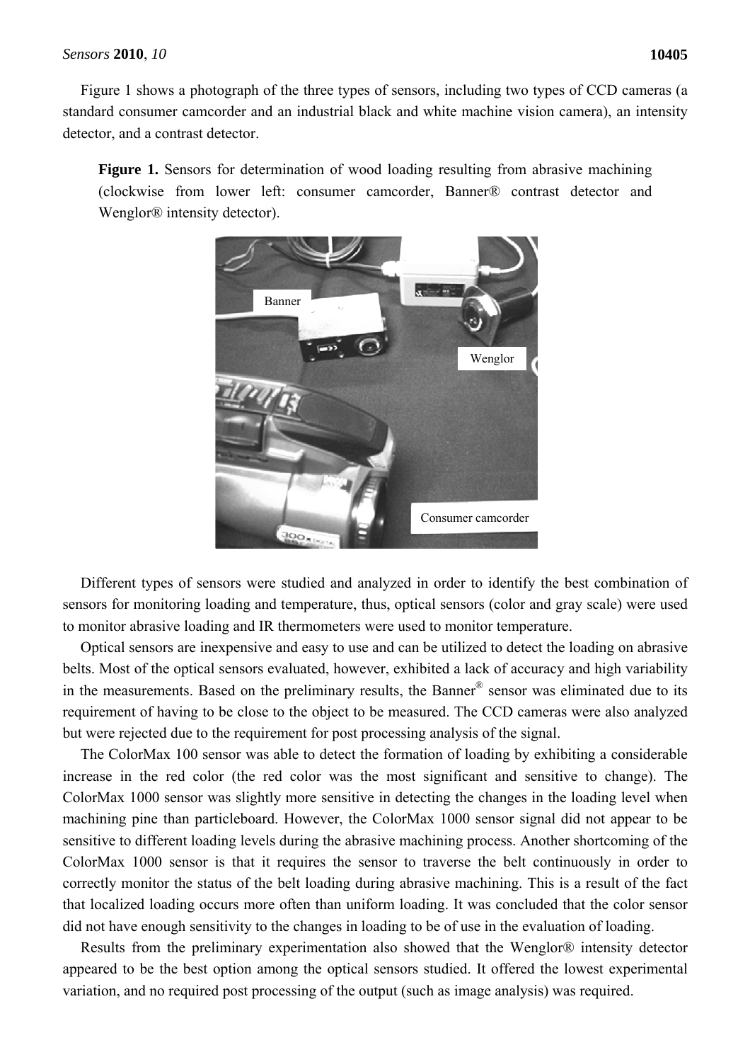Figure 1 shows a photograph of the three types of sensors, including two types of CCD cameras (a standard consumer camcorder and an industrial black and white machine vision camera), an intensity detector, and a contrast detector.

**Figure 1.** Sensors for determination of wood loading resulting from abrasive machining (clockwise from lower left: consumer camcorder, Banner® contrast detector and Wenglor® intensity detector).

Different types of sensors were studied and analyzed in order to identify the best combination of sensors for monitoring loading and temperature, thus, optical sensors (color and gray scale) were used to monitor abrasive loading and IR thermometers were used to monitor temperature.

Optical sensors are inexpensive and easy to use and can be utilized to detect the loading on abrasive belts. Most of the optical sensors evaluated, however, exhibited a lack of accuracy and high variability in the measurements. Based on the preliminary results, the Banner® sensor was eliminated due to its requirement of having to be close to the object to be measured. The CCD cameras were also analyzed but were rejected due to the requirement for post processing analysis of the signal.

The ColorMax 100 sensor was able to detect the formation of loading by exhibiting a considerable increase in the red color (the red color was the most significant and sensitive to change). The ColorMax 1000 sensor was slightly more sensitive in detecting the changes in the loading level when machining pine than particleboard. However, the ColorMax 1000 sensor signal did not appear to be sensitive to different loading levels during the abrasive machining process. Another shortcoming of the ColorMax 1000 sensor is that it requires the sensor to traverse the belt continuously in order to correctly monitor the status of the belt loading during abrasive machining. This is a result of the fact that localized loading occurs more often than uniform loading. It was concluded that the color sensor did not have enough sensitivity to the changes in loading to be of use in the evaluation of loading.

Results from the preliminary experimentation also showed that the Wenglor® intensity detector appeared to be the best option among the optical sensors studied. It offered the lowest experimental variation, and no required post processing of the output (such as image analysis) was required.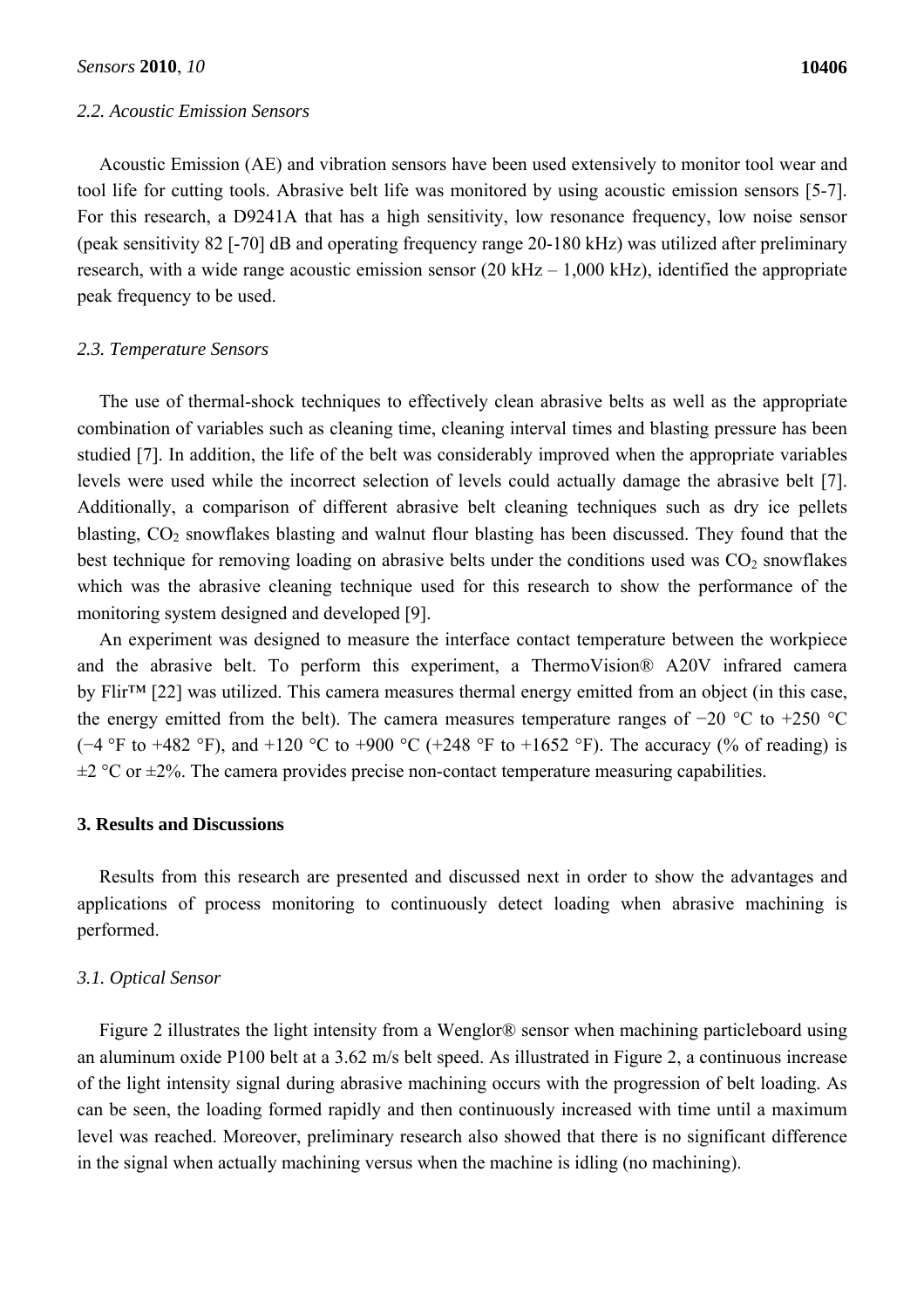### 2.2. Acoustic Emission Sensors

Acoustic Emission (AE) and vibration sensors have been used extensively to monitor tool wear and tool life for cutting tools. Abrasive belt life was monitored by using acoustic emission sensors [5-7]. For this research, a D9241A that has a high sensitivity, low resonance frequency, low noise sensor (peak sensitivity 82 [-70] dB and operating frequency range 20-180 kHz) was utilized after preliminary research, with a wide range acoustic emission sensor (20 kHz – 1,000 kHz), identified the appropriate peak frequency to be used.

### 2.3. Temperature Sensors

The use of thermal-shock techniques to effectively clean abrasive belts as well as the appropriate combination of variables such as cleaning time, cleaning interval times and blasting pressure has been studied [7]. In addition, the life of the belt was considerably improved when the appropriate variables levels were used while the incorrect selection of levels could actually damage the abrasive belt [7]. Additionally, a comparison of different abrasive belt cleaning techniques such as dry ice pellets blasting, $CO_2$ snowflakes blasting and walnut flour blasting has been discussed. They found that the best technique for removing loading on abrasive belts under the conditions used was $CO_2$ snowflakes which was the abrasive cleaning technique used for this research to show the performance of the monitoring system designed and developed [9].

An experiment was designed to measure the interface contact temperature between the workpiece and the abrasive belt. To perform this experiment, a ThermoVision® A20V infrared camera by Flir™ [22] was utilized. This camera measures thermal energy emitted from an object (in this case, the energy emitted from the belt). The camera measures temperature ranges of −20 °C to +250 °C (−4 °F to +482 °F), and +120 °C to +900 °C (+248 °F to +1652 °F). The accuracy (% of reading) is ±2 °C or ±2%. The camera provides precise non-contact temperature measuring capabilities.

## 3. Results and Discussions

Results from this research are presented and discussed next in order to show the advantages and applications of process monitoring to continuously detect loading when abrasive machining is performed.

### 3.1. Optical Sensor

Figure 2 illustrates the light intensity from a Wenglor® sensor when machining particleboard using an aluminum oxide P100 belt at a 3.62 m/s belt speed. As illustrated in Figure 2, a continuous increase of the light intensity signal during abrasive machining occurs with the progression of belt loading. As can be seen, the loading formed rapidly and then continuously increased with time until a maximum level was reached. Moreover, preliminary research also showed that there is no significant difference in the signal when actually machining versus when the machine is idling (no machining).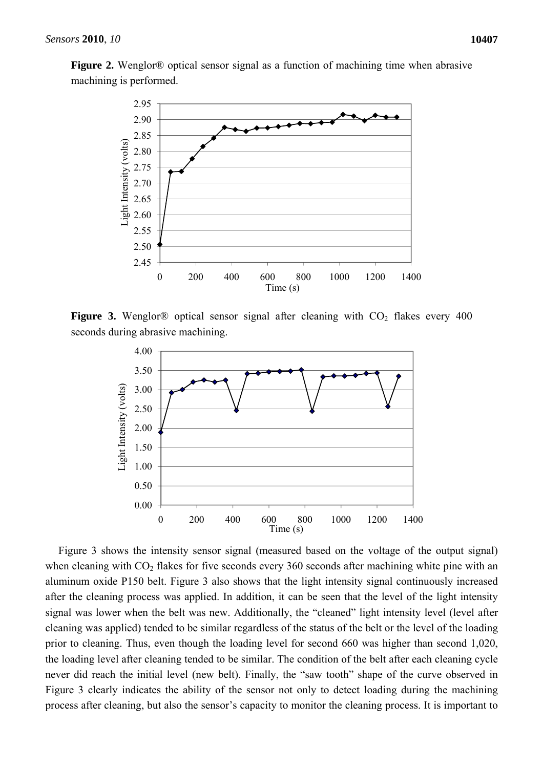**Figure 2.** Wenglor® optical sensor signal as a function of machining time when abrasive machining is performed.

**Figure 3.** Wenglor® optical sensor signal after cleaning with $CO_2$ flakes every 400 seconds during abrasive machining.

Figure 3 shows the intensity sensor signal (measured based on the voltage of the output signal) when cleaning with $CO_2$ flakes for five seconds every 360 seconds after machining white pine with an aluminum oxide P150 belt. Figure 3 also shows that the light intensity signal continuously increased after the cleaning process was applied. In addition, it can be seen that the level of the light intensity signal was lower when the belt was new. Additionally, the "cleaned" light intensity level (level after cleaning was applied) tended to be similar regardless of the status of the belt or the level of the loading prior to cleaning. Thus, even though the loading level for second 660 was higher than second 1,020, the loading level after cleaning tended to be similar. The condition of the belt after each cleaning cycle never did reach the initial level (new belt). Finally, the "saw tooth" shape of the curve observed in Figure 3 clearly indicates the ability of the sensor not only to detect loading during the machining process after cleaning, but also the sensor's capacity to monitor the cleaning process. It is important to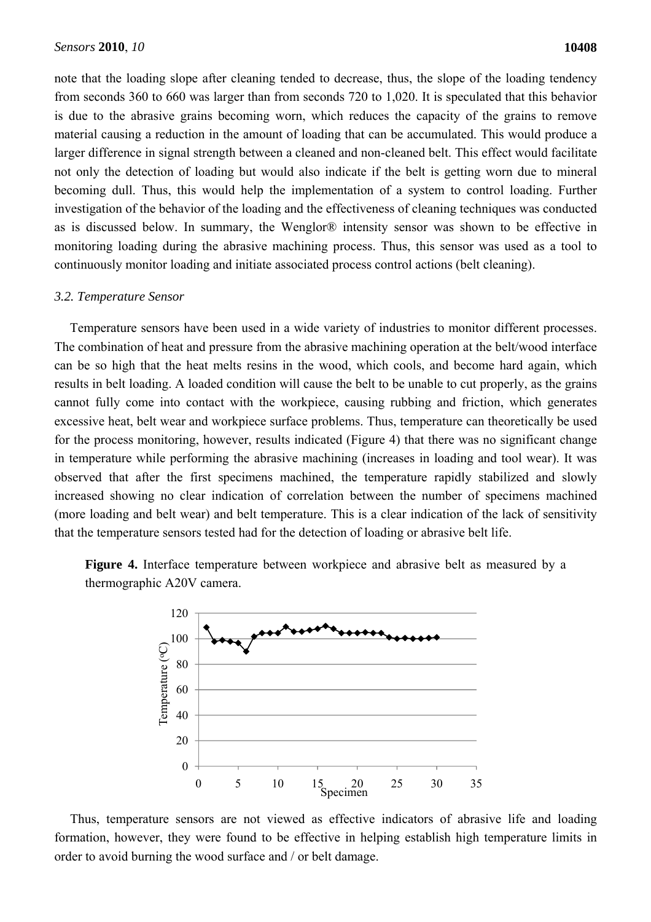note that the loading slope after cleaning tended to decrease, thus, the slope of the loading tendency from seconds 360 to 660 was larger than from seconds 720 to 1,020. It is speculated that this behavior is due to the abrasive grains becoming worn, which reduces the capacity of the grains to remove material causing a reduction in the amount of loading that can be accumulated. This would produce a larger difference in signal strength between a cleaned and non-cleaned belt. This effect would facilitate not only the detection of loading but would also indicate if the belt is getting worn due to mineral becoming dull. Thus, this would help the implementation of a system to control loading. Further investigation of the behavior of the loading and the effectiveness of cleaning techniques was conducted as is discussed below. In summary, the Wenglor® intensity sensor was shown to be effective in monitoring loading during the abrasive machining process. Thus, this sensor was used as a tool to continuously monitor loading and initiate associated process control actions (belt cleaning).

### *3.2. Temperature Sensor*

Temperature sensors have been used in a wide variety of industries to monitor different processes. The combination of heat and pressure from the abrasive machining operation at the belt/wood interface can be so high that the heat melts resins in the wood, which cools, and become hard again, which results in belt loading. A loaded condition will cause the belt to be unable to cut properly, as the grains cannot fully come into contact with the workpiece, causing rubbing and friction, which generates excessive heat, belt wear and workpiece surface problems. Thus, temperature can theoretically be used for the process monitoring, however, results indicated (Figure 4) that there was no significant change in temperature while performing the abrasive machining (increases in loading and tool wear). It was observed that after the first specimens machined, the temperature rapidly stabilized and slowly increased showing no clear indication of correlation between the number of specimens machined (more loading and belt wear) and belt temperature. This is a clear indication of the lack of sensitivity that the temperature sensors tested had for the detection of loading or abrasive belt life.

**Figure 4.** Interface temperature between workpiece and abrasive belt as measured by a thermographic A20V camera.

Temperature (ºC)
0
20
40
60
80
100
120

Specimen
0
5
10
15
20
25
30
35

Thus, temperature sensors are not viewed as effective indicators of abrasive life and loading formation, however, they were found to be effective in helping establish high temperature limits in order to avoid burning the wood surface and / or belt damage.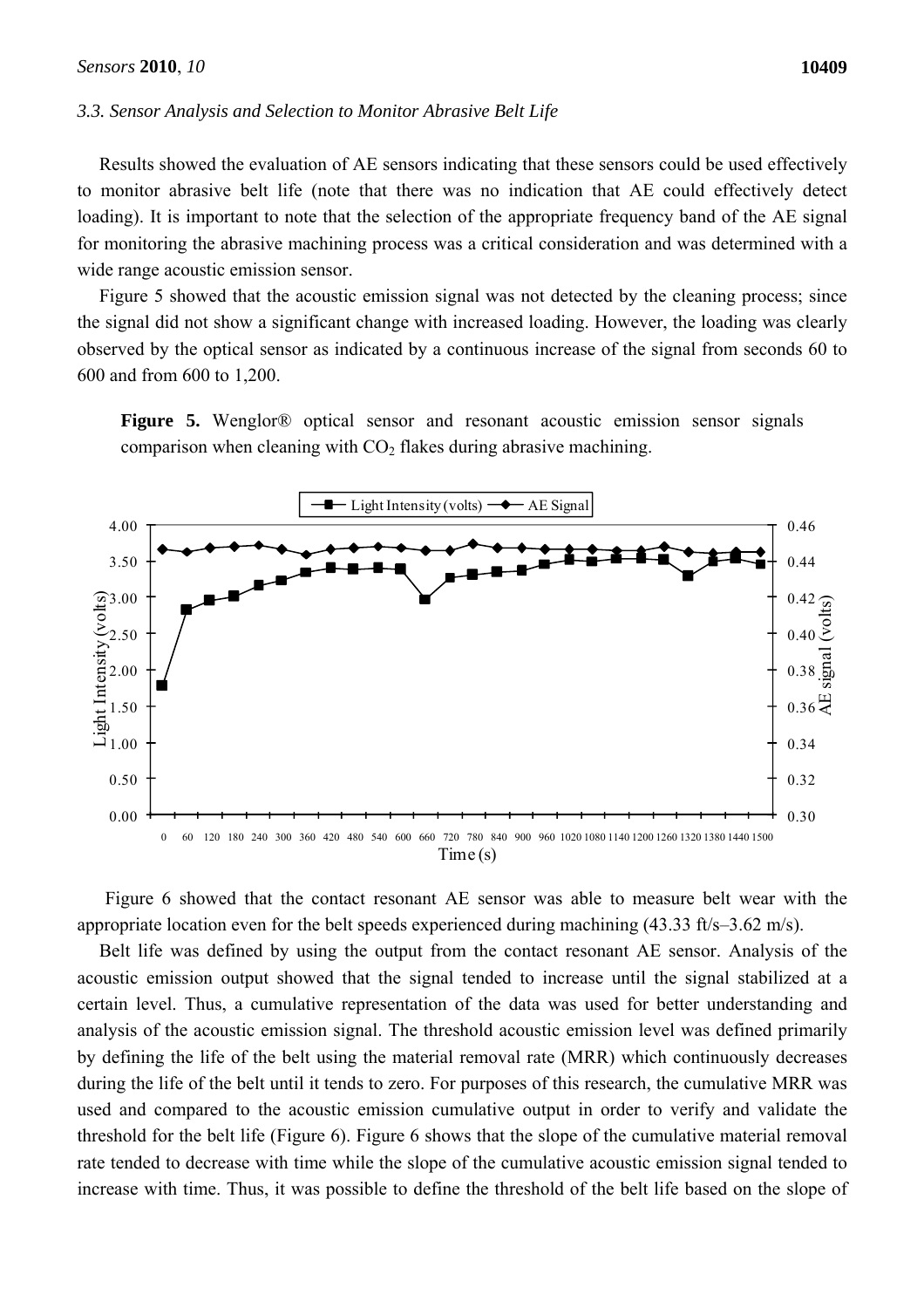### 3.3. Sensor Analysis and Selection to Monitor Abrasive Belt Life

Results showed the evaluation of AE sensors indicating that these sensors could be used effectively to monitor abrasive belt life (note that there was no indication that AE could effectively detect loading). It is important to note that the selection of the appropriate frequency band of the AE signal for monitoring the abrasive machining process was a critical consideration and was determined with a wide range acoustic emission sensor.

Figure 5 showed that the acoustic emission signal was not detected by the cleaning process; since the signal did not show a significant change with increased loading. However, the loading was clearly observed by the optical sensor as indicated by a continuous increase of the signal from seconds 60 to 600 and from 600 to 1,200.

**Figure 5.** Wenglor® optical sensor and resonant acoustic emission sensor signals comparison when cleaning with $CO_2$ flakes during abrasive machining.

Figure 6 showed that the contact resonant AE sensor was able to measure belt wear with the appropriate location even for the belt speeds experienced during machining (43.33 ft/s–3.62 m/s).

Belt life was defined by using the output from the contact resonant AE sensor. Analysis of the acoustic emission output showed that the signal tended to increase until the signal stabilized at a certain level. Thus, a cumulative representation of the data was used for better understanding and analysis of the acoustic emission signal. The threshold acoustic emission level was defined primarily by defining the life of the belt using the material removal rate (MRR) which continuously decreases during the life of the belt until it tends to zero. For purposes of this research, the cumulative MRR was used and compared to the acoustic emission cumulative output in order to verify and validate the threshold for the belt life (Figure 6). Figure 6 shows that the slope of the cumulative material removal rate tended to decrease with time while the slope of the cumulative acoustic emission signal tended to increase with time. Thus, it was possible to define the threshold of the belt life based on the slope of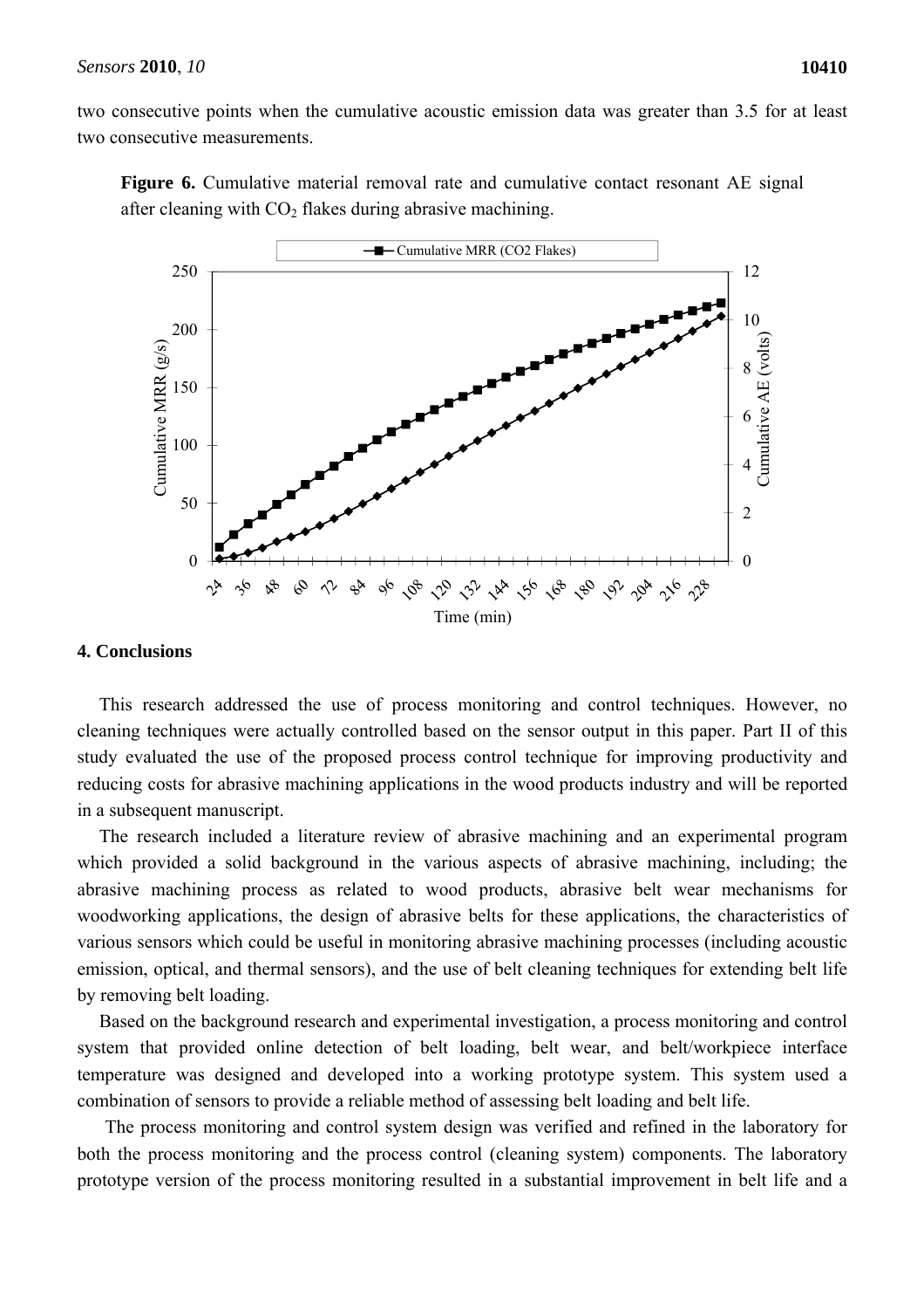two consecutive points when the cumulative acoustic emission data was greater than 3.5 for at least two consecutive measurements.

**Figure 6.** Cumulative material removal rate and cumulative contact resonant AE signal after cleaning with $CO_2$ flakes during abrasive machining.

## 4. Conclusions

This research addressed the use of process monitoring and control techniques. However, no cleaning techniques were actually controlled based on the sensor output in this paper. Part II of this study evaluated the use of the proposed process control technique for improving productivity and reducing costs for abrasive machining applications in the wood products industry and will be reported in a subsequent manuscript.

The research included a literature review of abrasive machining and an experimental program which provided a solid background in the various aspects of abrasive machining, including; the abrasive machining process as related to wood products, abrasive belt wear mechanisms for woodworking applications, the design of abrasive belts for these applications, the characteristics of various sensors which could be useful in monitoring abrasive machining processes (including acoustic emission, optical, and thermal sensors), and the use of belt cleaning techniques for extending belt life by removing belt loading.

Based on the background research and experimental investigation, a process monitoring and control system that provided online detection of belt loading, belt wear, and belt/workpiece interface temperature was designed and developed into a working prototype system. This system used a combination of sensors to provide a reliable method of assessing belt loading and belt life.

The process monitoring and control system design was verified and refined in the laboratory for both the process monitoring and the process control (cleaning system) components. The laboratory prototype version of the process monitoring resulted in a substantial improvement in belt life and a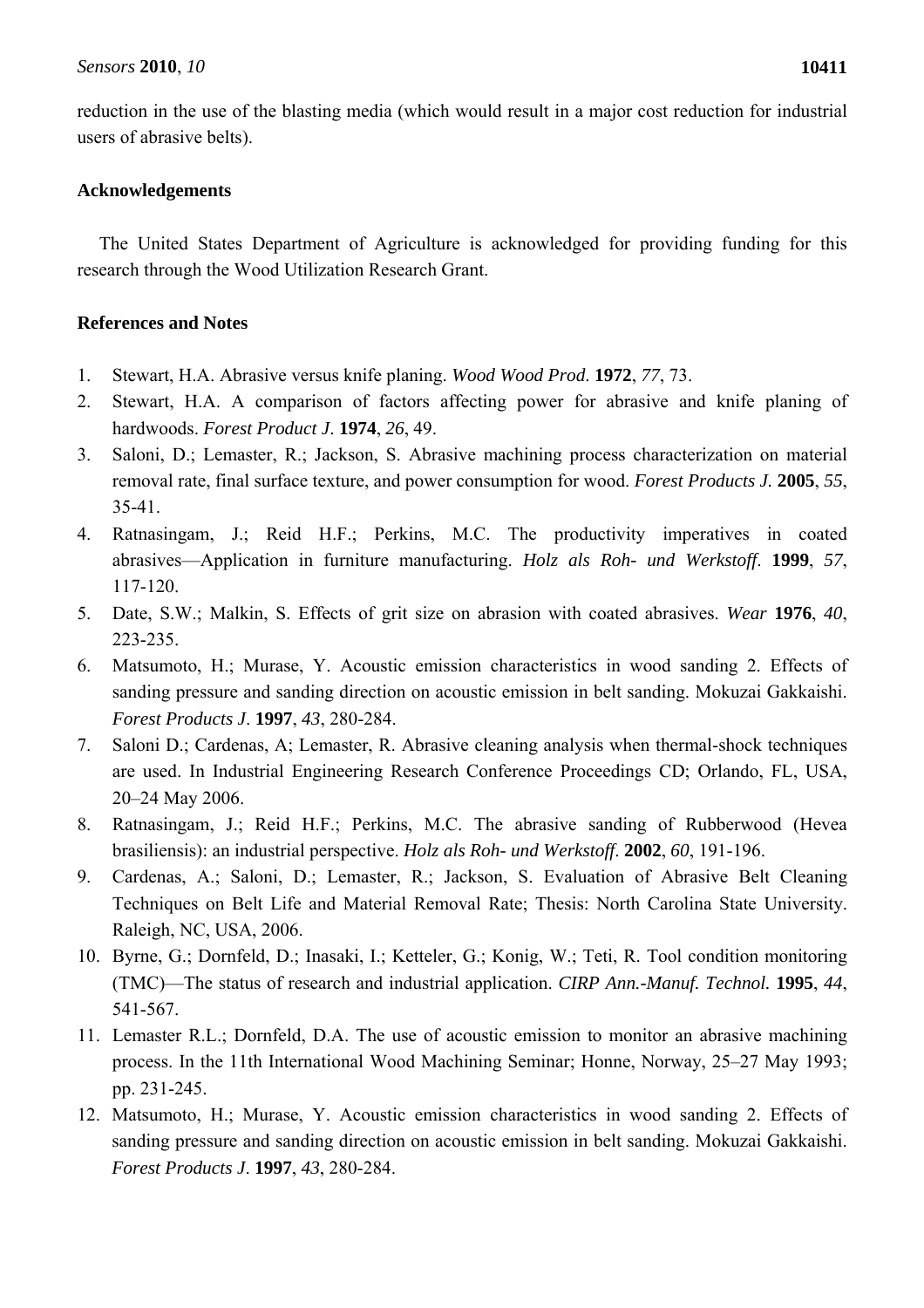reduction in the use of the blasting media (which would result in a major cost reduction for industrial users of abrasive belts).

## Acknowledgements

The United States Department of Agriculture is acknowledged for providing funding for this research through the Wood Utilization Research Grant.

## References and Notes

1. Stewart, H.A. Abrasive versus knife planing. *Wood Wood Prod*. **1972**, *77*, 73.
2. Stewart, H.A. A comparison of factors affecting power for abrasive and knife planing of hardwoods. *Forest Product J*. **1974**, *26*, 49.
3. Saloni, D.; Lemaster, R.; Jackson, S. Abrasive machining process characterization on material removal rate, final surface texture, and power consumption for wood. *Forest Products J.* **2005**, *55*, 35-41.
4. Ratnasingam, J.; Reid H.F.; Perkins, M.C. The productivity imperatives in coated abrasives—Application in furniture manufacturing. *Holz als Roh- und Werkstoff*. **1999**, *57*, 117-120.
5. Date, S.W.; Malkin, S. Effects of grit size on abrasion with coated abrasives. *Wear* **1976**, *40*, 223-235.
6. Matsumoto, H.; Murase, Y. Acoustic emission characteristics in wood sanding 2. Effects of sanding pressure and sanding direction on acoustic emission in belt sanding. Mokuzai Gakkaishi. *Forest Products J*. **1997**, *43*, 280-284.
7. Saloni D.; Cardenas, A; Lemaster, R. Abrasive cleaning analysis when thermal-shock techniques are used. In Industrial Engineering Research Conference Proceedings CD; Orlando, FL, USA, 20–24 May 2006.
8. Ratnasingam, J.; Reid H.F.; Perkins, M.C. The abrasive sanding of Rubberwood (Hevea brasiliensis): an industrial perspective. *Holz als Roh- und Werkstoff*. **2002**, *60*, 191-196.
9. Cardenas, A.; Saloni, D.; Lemaster, R.; Jackson, S. Evaluation of Abrasive Belt Cleaning Techniques on Belt Life and Material Removal Rate; Thesis: North Carolina State University. Raleigh, NC, USA, 2006.
10. Byrne, G.; Dornfeld, D.; Inasaki, I.; Ketteler, G.; Konig, W.; Teti, R. Tool condition monitoring (TMC)—The status of research and industrial application. *CIRP Ann.-Manuf. Technol.* **1995**, *44*, 541-567.
11. Lemaster R.L.; Dornfeld, D.A. The use of acoustic emission to monitor an abrasive machining process. In the 11th International Wood Machining Seminar; Honne, Norway, 25–27 May 1993; pp. 231-245.
12. Matsumoto, H.; Murase, Y. Acoustic emission characteristics in wood sanding 2. Effects of sanding pressure and sanding direction on acoustic emission in belt sanding. Mokuzai Gakkaishi. *Forest Products J*. **1997**, *43*, 280-284.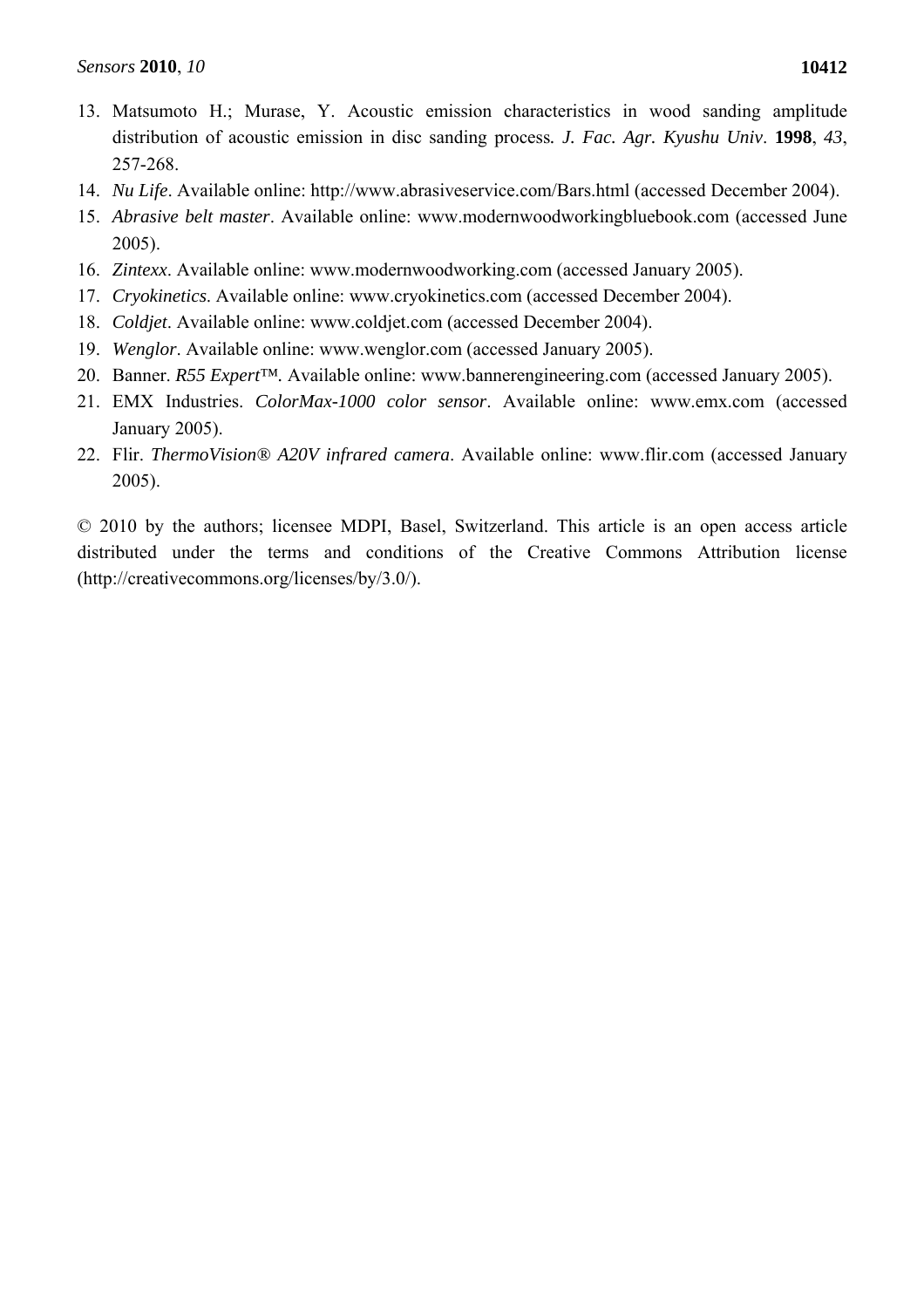13. Matsumoto H.; Murase, Y. Acoustic emission characteristics in wood sanding amplitude distribution of acoustic emission in disc sanding process*. J. Fac. Agr. Kyushu Univ*. **1998**, *43*, 257-268.
14. *Nu Life*. Available online: http://www.abrasiveservice.com/Bars.html (accessed December 2004).
15. *Abrasive belt master*. Available online: www.modernwoodworkingbluebook.com (accessed June 2005).
16. *Zintexx*. Available online: www.modernwoodworking.com (accessed January 2005).
17. *Cryokinetics*. Available online: www.cryokinetics.com (accessed December 2004).
18. *Coldjet*. Available online: www.coldjet.com (accessed December 2004).
19. *Wenglor*. Available online: www.wenglor.com (accessed January 2005).
20. Banner. *R55 Expert™*. Available online: www.bannerengineering.com (accessed January 2005).
21. EMX Industries. *ColorMax-1000 color sensor*. Available online: www.emx.com (accessed January 2005).
22. Flir. *ThermoVision® A20V infrared camera*. Available online: www.flir.com (accessed January 2005).

© 2010 by the authors; licensee MDPI, Basel, Switzerland. This article is an open access article distributed under the terms and conditions of the Creative Commons Attribution license (http://creativecommons.org/licenses/by/3.0/).